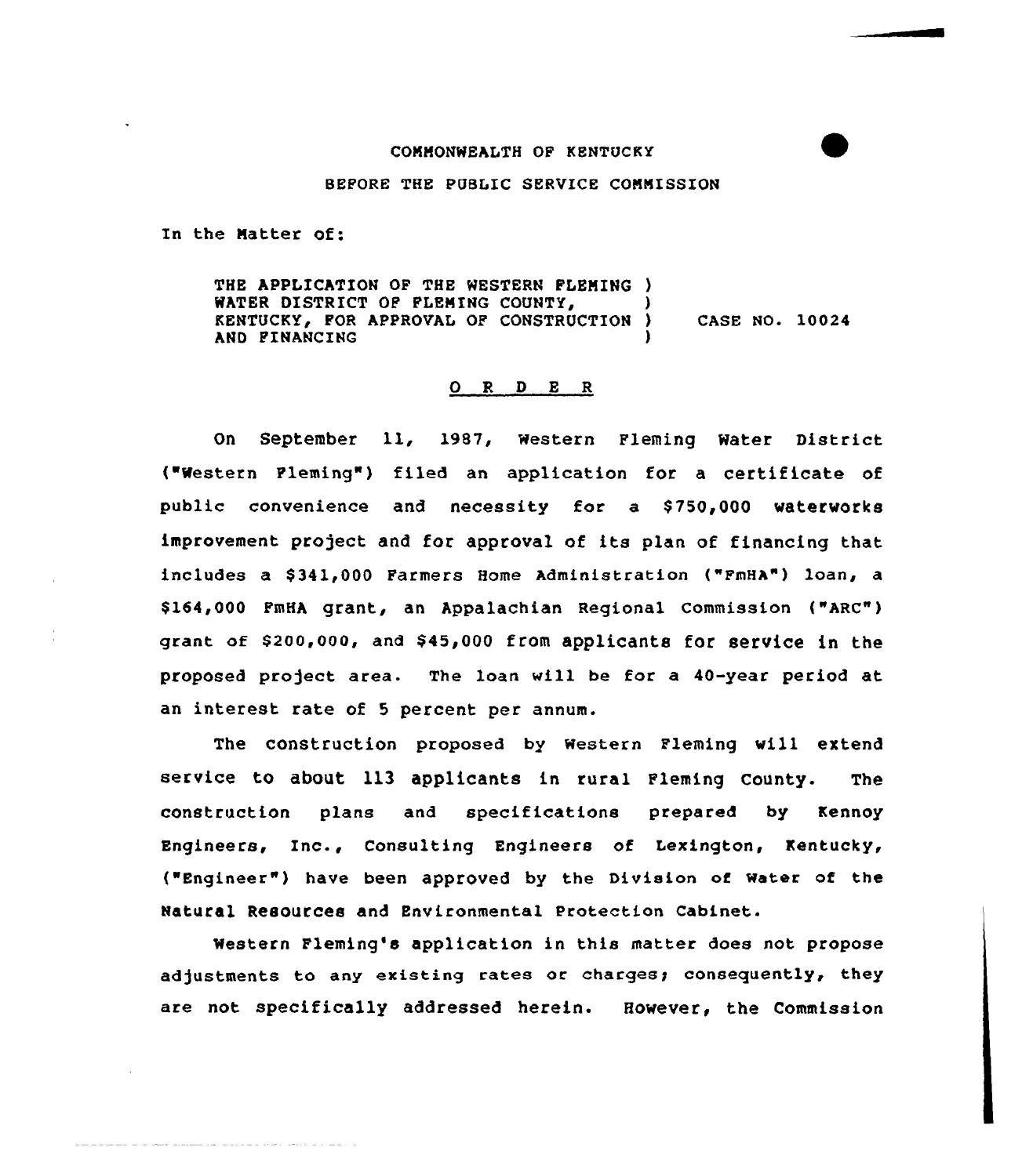COMMONWEALTH OF KENTUCKY

BEFORE THE PUBLIC SERVICE COMMISSION

In the Matter of:

THE APPLICATION OF THE WESTERN FLEMING WATER DISTRICT OF FLEMING COUNTY, KENTUCKY, FOR APPROVAL OF CONSTRUCTION AND FINANCING ) CASE NO. 10024

# O R D E R

On September 11, 1987, Western Fleming Water District ("Western Fleming") filed an application for a certificate of public convenience and necessity for a $750,000 waterworks improvement project and for approval of its plan of financing that includes a $341,000 Farmers Home Administration ("FmHA") loan, a $164,000 FmHA grant, an Appalachian Regional Commission ("ARC") grant of $200,000, and $45,000 from applicants for service in the proposed project area. The loan will be for a 40-year period at an interest rate of 5 percent per annum.

The construction proposed by Western Fleming will extend service to about 113 applicants in rural Fleming County. The construction plans and specifications prepared by Kennoy Engineers, Inc., Consulting Engineers of Lexington, Kentucky, ("Engineer") have been approved by the Division of Water of the Natural Resources and Environmental Protection Cabinet.

Western Fleming's application in this matter does not propose adjustments to any existing rates or charges; consequently, they are not specifically addressed herein. However, the Commission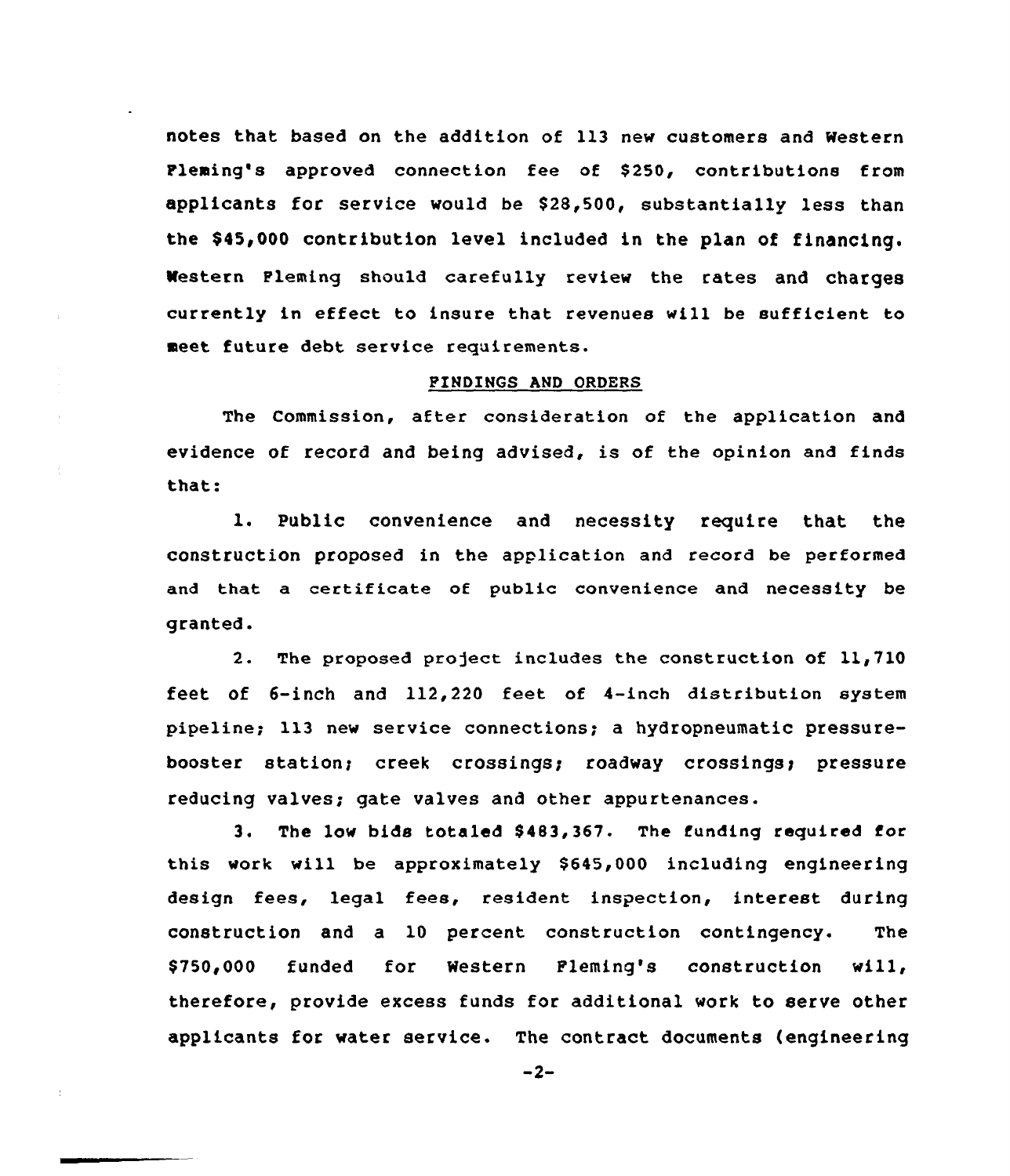notes that based on the addition of 113 new customers and Western Fleming's approved connection fee of $250, contributions from applicants for service would be $28,500, substantially less than the $45,000 contribution level included in the plan of financing. Western Fleming should carefully review the rates and charges currently in effect to insure that revenues will be sufficient to meet future debt service requirements.

## FINDINGS AND ORDERS

The Commission, after consideration of the application and evidence of record and being advised, is of the opinion and finds that:

1. Public convenience and necessity require that the construction proposed in the application and record be performed and that a certificate of public convenience and necessity be granted.

2. The proposed project includes the construction of 11,710 feet of 6-inch and 112,220 feet of 4-inch distribution system pipeline; 113 new service connections; a hydropneumatic pressure-booster station; creek crossings; roadway crossings; pressure reducing valves; gate valves and other appurtenances.

3. The low bids totaled $483,367. The funding required for this work will be approximately $645,000 including engineering design fees, legal fees, resident inspection, interest during construction and a 10 percent construction contingency. The $750,000 funded for Western Fleming's construction will, therefore, provide excess funds for additional work to serve other applicants for water service. The contract documents (engineering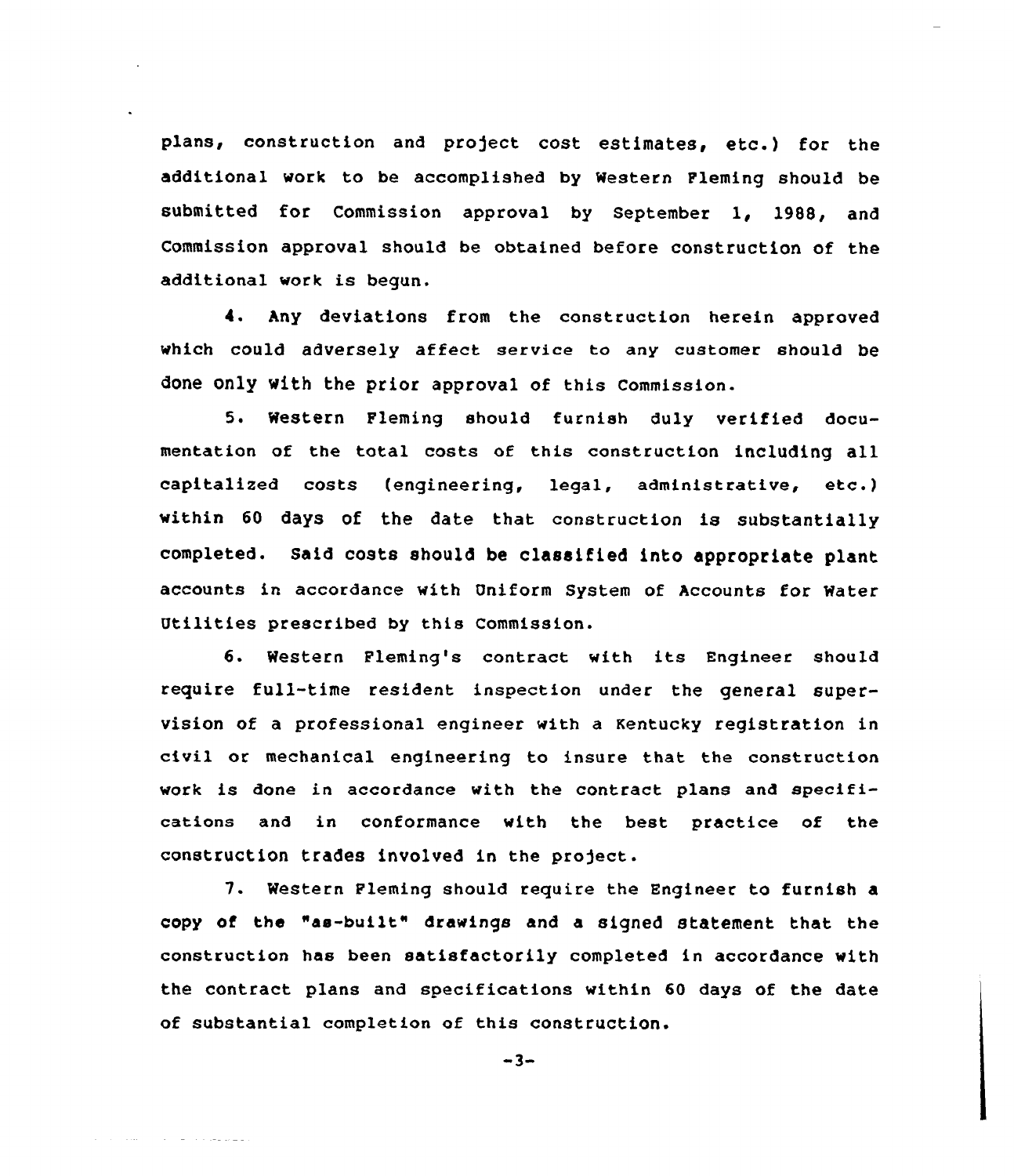plans, construction and project cost estimates, etc.) for the additional work to be accomplished by Western Fleming should be submitted for Commission approval by September 1, 1988, and Commission approval should be obtained before construction of the additional work is begun.

4. Any deviations from the construction herein approved which could adversely affect service to any customer should be done only with the prior approval of this Commission.

5. Western Fleming should furnish duly verified documentation of the total costs of this construction including all capitalized costs (engineering, legal, administrative, etc.) within 60 days of the date that construction is substantially completed. Said costs should be classified into appropriate plant accounts in accordance with Uniform System of Accounts for Water Utilities prescribed by this Commission.

6. Western Fleming's contract with its Engineer should require full-time resident inspection under the general supervision of a professional engineer with a Kentucky registration in civil or mechanical engineering to insure that the construction work is done in accordance with the contract plans and specifications and in conformance with the best practice of the construction trades involved in the project.

7. Western Fleming should require the Engineer to furnish a copy of the "as-built" drawings and a signed statement that the construction has been satisfactorily completed in accordance with the contract plans and specifications within 60 days of the date of substantial completion of this construction.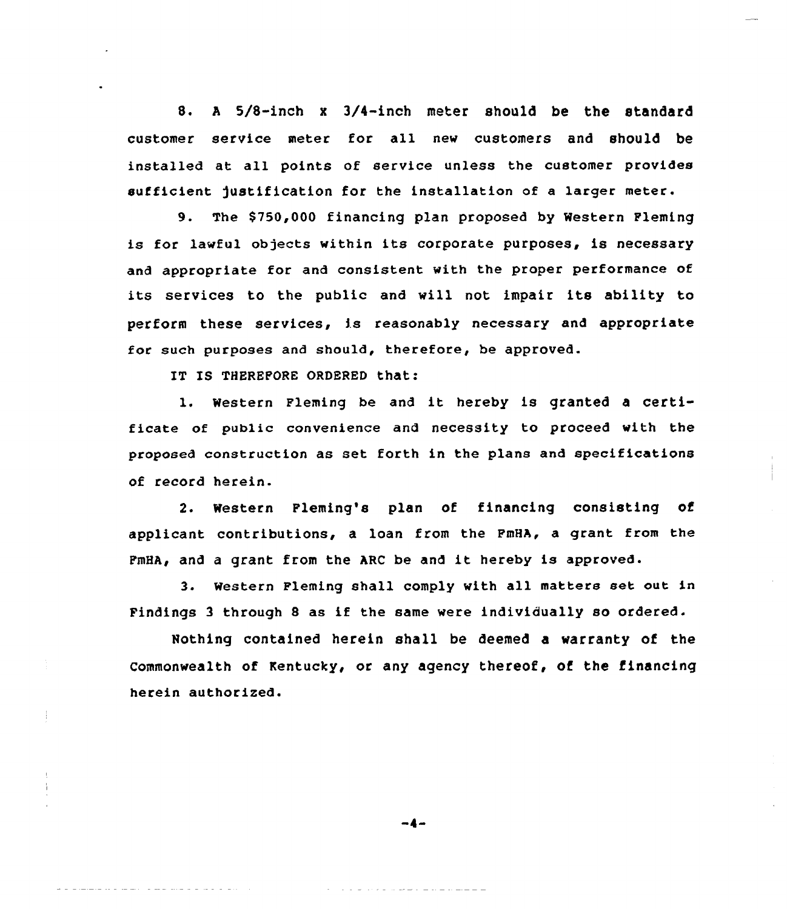8. A 5/8-inch x 3/4-inch meter should be the standard customer service meter for all new customers and should be installed at all points of service unless the customer provides sufficient justification for the installation of a larger meter.

9. The $750,000 financing plan proposed by Western Fleming is for lawful objects within its corporate purposes, is necessary and appropriate for and consistent with the proper performance of its services to the public and will not impair its ability to perform these services, is reasonably necessary and appropriate for such purposes and should, therefore, be approved.

IT IS THEREFORE ORDERED that:

1. Western Fleming be and it hereby is granted a certificate of public convenience and necessity to proceed with the proposed construction as set forth in the plans and specifications of record herein.

2. Western Fleming's plan of financing consisting of applicant contributions, a loan from the FmHA, a grant from the FmHA, and a grant from the ARC be and it hereby is approved.

3. Western Fleming shall comply with all matters set out in Findings 3 through 8 as if the same were individually so ordered.

Nothing contained herein shall be deemed a warranty of the Commonwealth of Kentucky, or any agency thereof, of the financing herein authorized.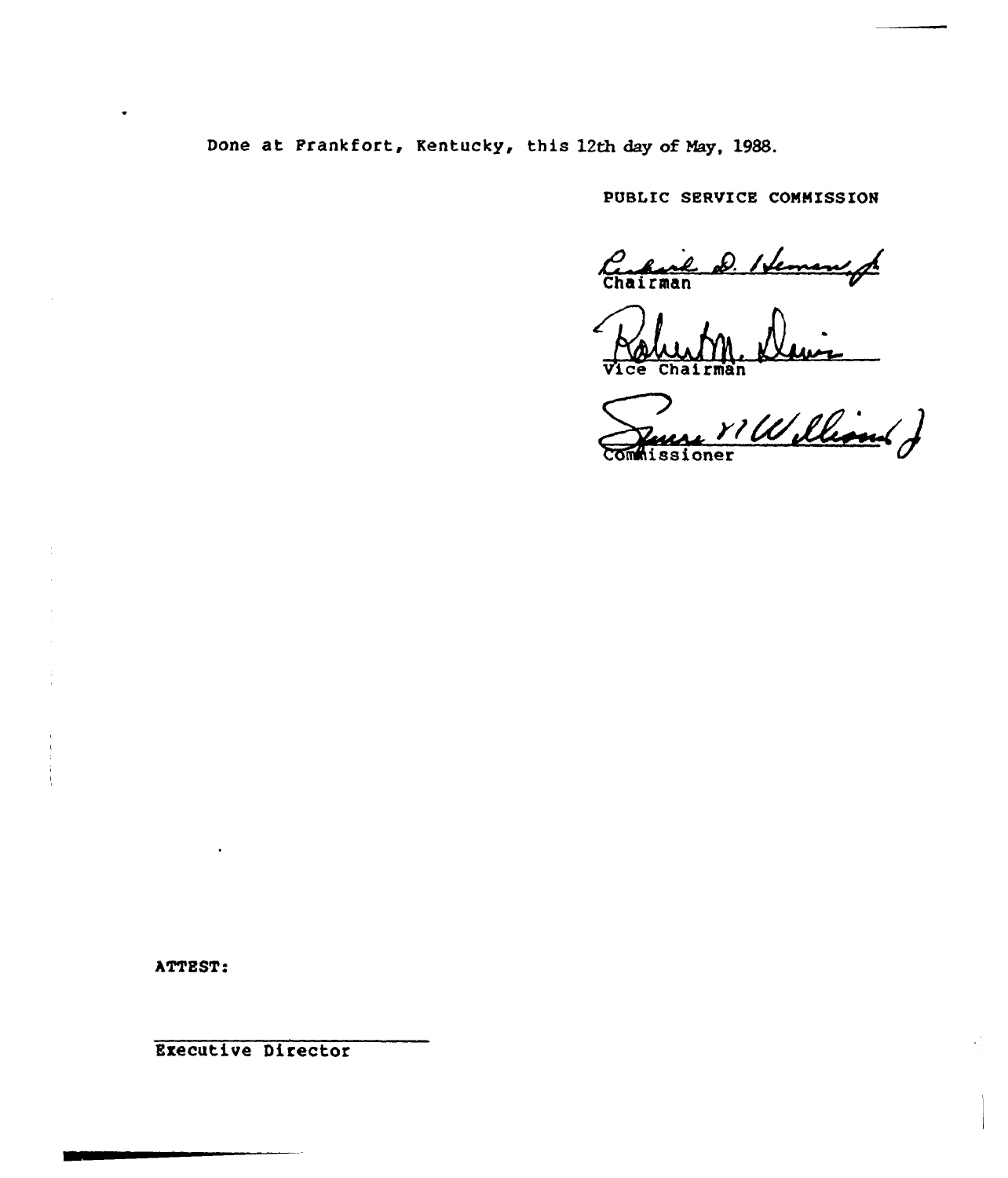Done at Frankfort, Kentucky, this 12th day of May, 1988.

PUBLIC SERVICE COMMISSION

Chairman

Vice Chairman

Commissioner

ATTEST:

Executive Director